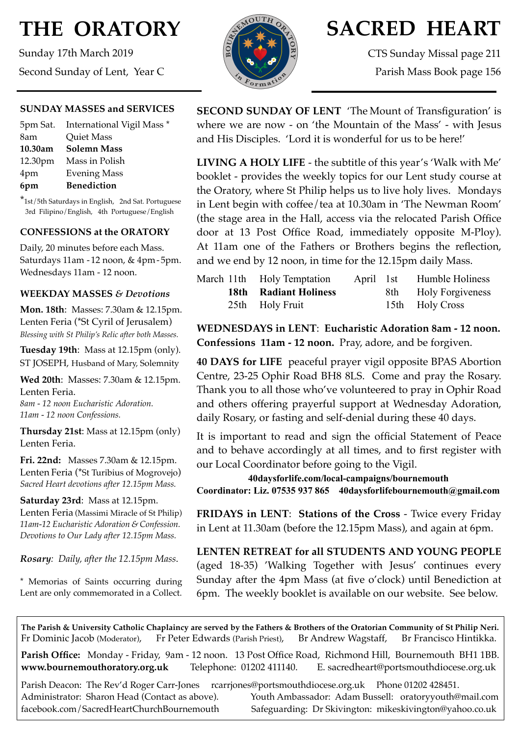# THE ORATORY

Sunday 17th March 2019

Second Sunday of Lent, Year C

# SACRED HEART

CTS Sunday Missal page 211

Parish Mass Book page 156

## SUNDAY MASSES and SERVICES

| | |
|---|---|
| 5pm Sat. | International Vigil Mass * |
| 8am | Quiet Mass |
| **10.30am** | **Solemn Mass** |
| 12.30pm | Mass in Polish |
| 4pm | Evening Mass |
| **6pm** | **Benediction** |

*1st/5th Saturdays in English, 2nd Sat. Portuguese 3rd Filipino/English, 4th Portuguese/English

## CONFESSIONS at the ORATORY

Daily, 20 minutes before each Mass.
Saturdays 11am - 12 noon, & 4pm - 5pm.
Wednesdays 11am - 12 noon.

## WEEKDAY MASSES *& Devotions*

**Mon. 18th**: Masses: 7.30am & 12.15pm.
Lenten Feria (*St Cyril of Jerusalem)
*Blessing with St Philip's Relic after both Masses.*

**Tuesday 19th**: Mass at 12.15pm (only).
ST JOSEPH, Husband of Mary, Solemnity

**Wed 20th**: Masses: 7.30am & 12.15pm.
Lenten Feria.
*8am - 12 noon Eucharistic Adoration.*
*11am - 12 noon Confessions.*

**Thursday 21st**: Mass at 12.15pm (only)
Lenten Feria.

**Fri. 22nd:** Masses 7.30am & 12.15pm.
Lenten Feria (*St Turibius of Mogrovejo)
*Sacred Heart devotions after 12.15pm Mass.*

**Saturday 23rd**: Mass at 12.15pm.
Lenten Feria (Massimi Miracle of St Philip)
*11am-12 Eucharistic Adoration & Confession.*
*Devotions to Our Lady after 12.15pm Mass.*

*Rosary: Daily, after the 12.15pm Mass.*

* Memorias of Saints occurring during Lent are only commemorated in a Collect.

**SECOND SUNDAY OF LENT** 'The Mount of Transfiguration' is where we are now - on 'the Mountain of the Mass' - with Jesus and His Disciples. 'Lord it is wonderful for us to be here!'

**LIVING A HOLY LIFE** - the subtitle of this year's 'Walk with Me' booklet - provides the weekly topics for our Lent study course at the Oratory, where St Philip helps us to live holy lives. Mondays in Lent begin with coffee/tea at 10.30am in 'The Newman Room' (the stage area in the Hall, access via the relocated Parish Office door at 13 Post Office Road, immediately opposite M-Ploy). At 11am one of the Fathers or Brothers begins the reflection, and we end by 12 noon, in time for the 12.15pm daily Mass.

| | | | | | |
|---|---|---|---|---|---|
| March | 11th | Holy Temptation | April | 1st | Humble Holiness |
| | **18th** | **Radiant Holiness** | | 8th | Holy Forgiveness |
| | 25th | Holy Fruit | | 15th | Holy Cross |

**WEDNESDAYS in LENT**: **Eucharistic Adoration 8am - 12 noon. Confessions 11am - 12 noon.** Pray, adore, and be forgiven.

**40 DAYS for LIFE** peaceful prayer vigil opposite BPAS Abortion Centre, 23-25 Ophir Road BH8 8LS. Come and pray the Rosary. Thank you to all those who've volunteered to pray in Ophir Road and others offering prayerful support at Wednesday Adoration, daily Rosary, or fasting and self-denial during these 40 days.

It is important to read and sign the official Statement of Peace and to behave accordingly at all times, and to first register with our Local Coordinator before going to the Vigil.

**40daysforlife.com/local-campaigns/bournemouth**
**Coordinator: Liz. 07535 937 865 40daysforlifebournemouth@gmail.com**

**FRIDAYS in LENT**: **Stations of the Cross** - Twice every Friday in Lent at 11.30am (before the 12.15pm Mass), and again at 6pm.

**LENTEN RETREAT for all STUDENTS AND YOUNG PEOPLE** (aged 18-35) 'Walking Together with Jesus' continues every Sunday after the 4pm Mass (at five o'clock) until Benediction at 6pm. The weekly booklet is available on our website. See below.

**The Parish & University Catholic Chaplaincy are served by the Fathers & Brothers of the Oratorian Community of St Philip Neri.**
Fr Dominic Jacob (Moderator), Fr Peter Edwards (Parish Priest), Br Andrew Wagstaff, Br Francisco Hintikka.

**Parish Office:** Monday - Friday, 9am - 12 noon. 13 Post Office Road, Richmond Hill, Bournemouth BH1 1BB.
**www.bournemouthoratory.org.uk** Telephone: 01202 411140. E. sacredheart@portsmouthdiocese.org.uk

Parish Deacon: The Rev'd Roger Carr-Jones rcarrjones@portsmouthdiocese.org.uk Phone 01202 428451.
Administrator: Sharon Head (Contact as above). Youth Ambassador: Adam Bussell: oratoryyouth@mail.com
facebook.com/SacredHeartChurchBournemouth Safeguarding: Dr Skivington: mikeskivington@yahoo.co.uk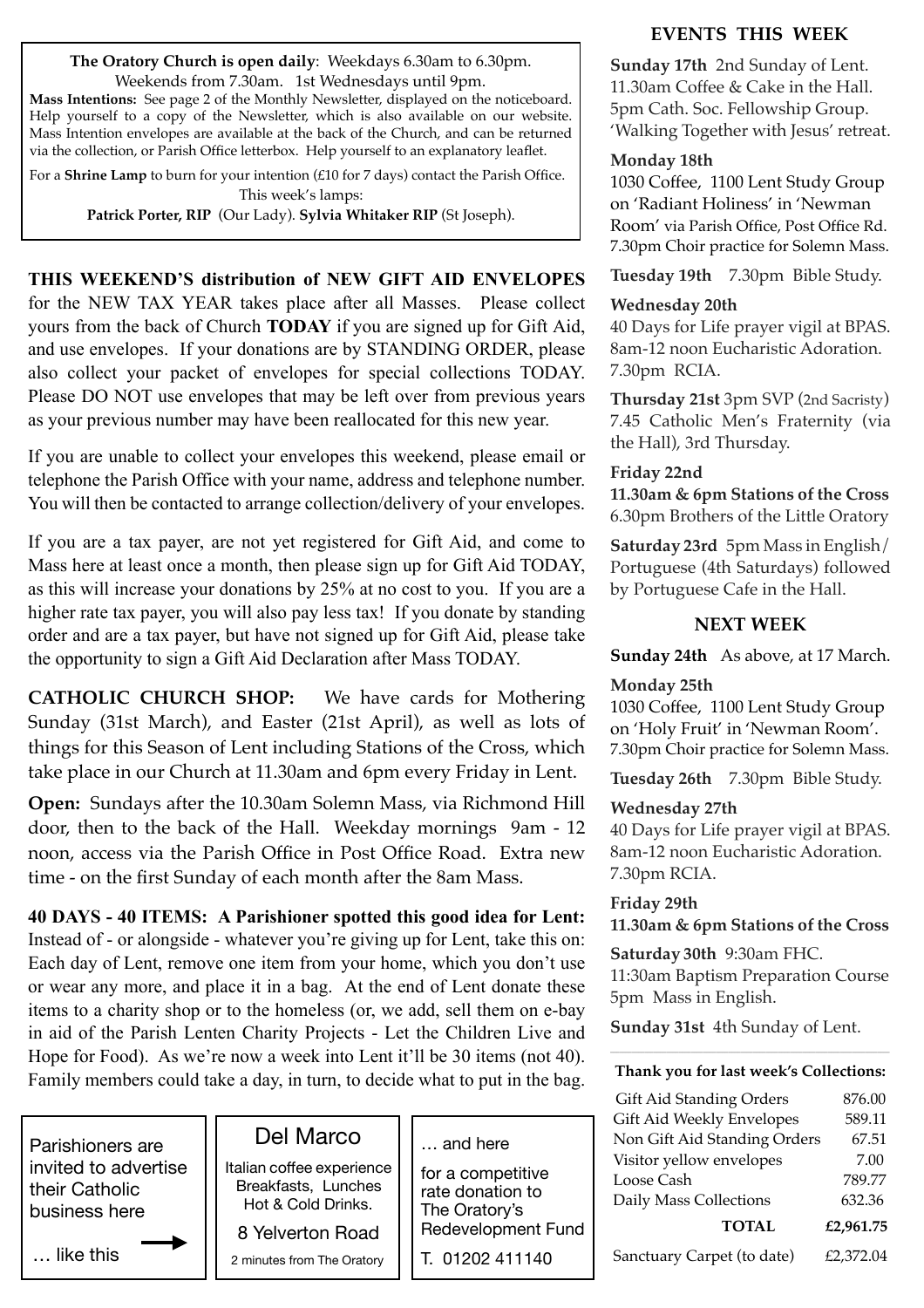**The Oratory Church is open daily**: Weekdays 6.30am to 6.30pm. Weekends from 7.30am. 1st Wednesdays until 9pm.

**Mass Intentions:** See page 2 of the Monthly Newsletter, displayed on the noticeboard. Help yourself to a copy of the Newsletter, which is also available on our website. Mass Intention envelopes are available at the back of the Church, and can be returned via the collection, or Parish Office letterbox. Help yourself to an explanatory leaflet.

For a **Shrine Lamp** to burn for your intention (£10 for 7 days) contact the Parish Office. This week's lamps:

**Patrick Porter, RIP** (Our Lady). **Sylvia Whitaker RIP** (St Joseph).

**THIS WEEKEND'S distribution of NEW GIFT AID ENVELOPES** for the NEW TAX YEAR takes place after all Masses. Please collect yours from the back of Church **TODAY** if you are signed up for Gift Aid, and use envelopes. If your donations are by STANDING ORDER, please also collect your packet of envelopes for special collections TODAY. Please DO NOT use envelopes that may be left over from previous years as your previous number may have been reallocated for this new year.

If you are unable to collect your envelopes this weekend, please email or telephone the Parish Office with your name, address and telephone number. You will then be contacted to arrange collection/delivery of your envelopes.

If you are a tax payer, are not yet registered for Gift Aid, and come to Mass here at least once a month, then please sign up for Gift Aid TODAY, as this will increase your donations by 25% at no cost to you. If you are a higher rate tax payer, you will also pay less tax! If you donate by standing order and are a tax payer, but have not signed up for Gift Aid, please take the opportunity to sign a Gift Aid Declaration after Mass TODAY.

**CATHOLIC CHURCH SHOP:** We have cards for Mothering Sunday (31st March), and Easter (21st April), as well as lots of things for this Season of Lent including Stations of the Cross, which take place in our Church at 11.30am and 6pm every Friday in Lent.

**Open:** Sundays after the 10.30am Solemn Mass, via Richmond Hill door, then to the back of the Hall. Weekday mornings 9am - 12 noon, access via the Parish Office in Post Office Road. Extra new time - on the first Sunday of each month after the 8am Mass.

**40 DAYS - 40 ITEMS: A Parishioner spotted this good idea for Lent:** Instead of - or alongside - whatever you're giving up for Lent, take this on: Each day of Lent, remove one item from your home, which you don't use or wear any more, and place it in a bag. At the end of Lent donate these items to a charity shop or to the homeless (or, we add, sell them on e-bay in aid of the Parish Lenten Charity Projects - Let the Children Live and Hope for Food). As we're now a week into Lent it'll be 30 items (not 40). Family members could take a day, in turn, to decide what to put in the bag.

Parishioners are invited to advertise their Catholic business here

… like this →

Del Marco

Italian coffee experience
Breakfasts, Lunches
Hot & Cold Drinks.

8 Yelverton Road

2 minutes from The Oratory

… and here

for a competitive rate donation to The Oratory's Redevelopment Fund

T. 01202 411140

## EVENTS THIS WEEK

**Sunday 17th** 2nd Sunday of Lent. 11.30am Coffee & Cake in the Hall. 5pm Cath. Soc. Fellowship Group. 'Walking Together with Jesus' retreat.

**Monday 18th**
1030 Coffee, 1100 Lent Study Group on 'Radiant Holiness' in 'Newman Room' via Parish Office, Post Office Rd. 7.30pm Choir practice for Solemn Mass.

**Tuesday 19th** 7.30pm Bible Study.

**Wednesday 20th**
40 Days for Life prayer vigil at BPAS. 8am-12 noon Eucharistic Adoration. 7.30pm RCIA.

**Thursday 21st** 3pm SVP (2nd Sacristy) 7.45 Catholic Men's Fraternity (via the Hall), 3rd Thursday.

**Friday 22nd**
**11.30am & 6pm Stations of the Cross**
6.30pm Brothers of the Little Oratory

**Saturday 23rd** 5pm Mass in English/ Portuguese (4th Saturdays) followed by Portuguese Cafe in the Hall.

## NEXT WEEK

**Sunday 24th** As above, at 17 March.

**Monday 25th**
1030 Coffee, 1100 Lent Study Group on 'Holy Fruit' in 'Newman Room'. 7.30pm Choir practice for Solemn Mass.

**Tuesday 26th** 7.30pm Bible Study.

**Wednesday 27th**
40 Days for Life prayer vigil at BPAS. 8am-12 noon Eucharistic Adoration. 7.30pm RCIA.

**Friday 29th**
**11.30am & 6pm Stations of the Cross**

**Saturday 30th** 9:30am FHC.
11:30am Baptism Preparation Course
5pm Mass in English.

**Sunday 31st** 4th Sunday of Lent.

**Thank you for last week's Collections:**

| | |
|---|---|
| Gift Aid Standing Orders | 876.00 |
| Gift Aid Weekly Envelopes | 589.11 |
| Non Gift Aid Standing Orders | 67.51 |
| Visitor yellow envelopes | 7.00 |
| Loose Cash | 789.77 |
| Daily Mass Collections | 632.36 |
| **TOTAL** | **£2,961.75** |

Sanctuary Carpet (to date) £2,372.04